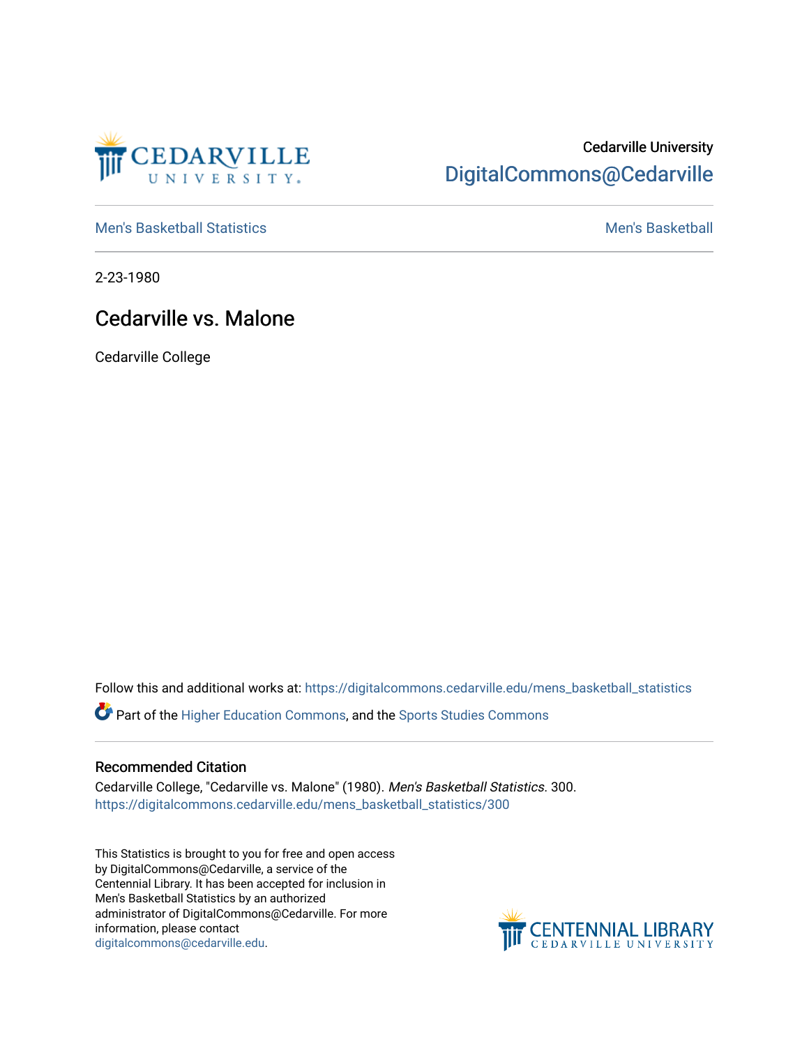Cedarville University

DigitalCommons@Cedarville

Men's Basketball Statistics | Men's Basketball

2-23-1980

# Cedarville vs. Malone

Cedarville College

Follow this and additional works at: https://digitalcommons.cedarville.edu/mens_basketball_statistics

Part of the Higher Education Commons, and the Sports Studies Commons

## Recommended Citation

Cedarville College, "Cedarville vs. Malone" (1980). *Men's Basketball Statistics*. 300.
https://digitalcommons.cedarville.edu/mens_basketball_statistics/300

This Statistics is brought to you for free and open access by DigitalCommons@Cedarville, a service of the Centennial Library. It has been accepted for inclusion in Men's Basketball Statistics by an authorized administrator of DigitalCommons@Cedarville. For more information, please contact digitalcommons@cedarville.edu.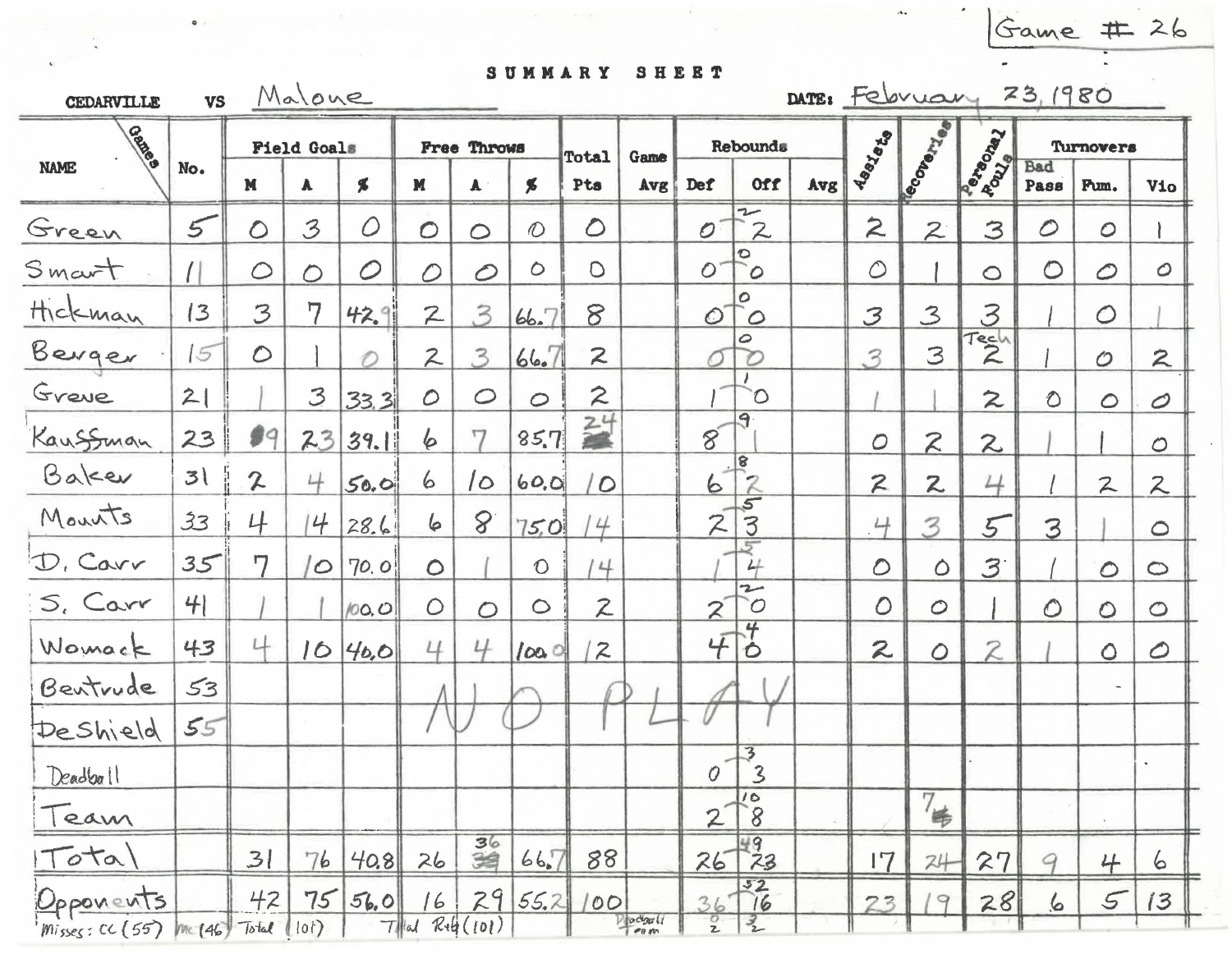Game # 26

# SUMMARY SHEET

CEDARVILLE VS Malone DATE: February 23, 1980

| NAME | No. | Field Goals M | Field Goals A | Field Goals % | Free Throws M | Free Throws A | Free Throws % | Total Pts | Game Avg | Rebounds Def | Rebounds Off | Rebounds Avg | Assists | Recoveries | Personal Fouls | Turnovers Bad Pass | Turnovers Fum. | Turnovers Vio |
|---|---|---|---|---|---|---|---|---|---|---|---|---|---|---|---|---|---|---|
| Green | 5 | 0 | 3 | 0 | 0 | 0 | 0 | 0 | | 0 | 2 (2) | | 2 | 2 | 3 | 0 | 0 | 1 |
| Smart | 11 | 0 | 0 | 0 | 0 | 0 | 0 | 0 | | 0 | 0 (0) | | 0 | 1 | 0 | 0 | 0 | 0 |
| Hickman | 13 | 3 | 7 | 42.9 | 2 | 3 | 66.7 | 8 | | 0 | 0 (0) | | 3 | 3 | 3 | 1 | 0 | 1 |
| Berger | 15 | 0 | 1 | 0 | 2 | 3 | 66.7 | 2 | | 0 | 0 (0) | | 3 | 3 | Tech 2 | 1 | 0 | 2 |
| Greve | 21 | 1 | 3 | 33.3 | 0 | 0 | 0 | 2 | | 1 | 0 (1) | | 1 | 1 | 2 | 0 | 0 | 0 |
| Kauffman | 23 | 9 | 23 | 39.1 | 6 | 7 | 85.7 | 24 | | 8 | 1 (9) | | 0 | 2 | 2 | 1 | 1 | 0 |
| Baker | 31 | 2 | 4 | 50.0 | 6 | 10 | 60.0 | 10 | | 6 | 2 (8) | | 2 | 2 | 4 | 1 | 2 | 2 |
| Mounts | 33 | 4 | 14 | 28.6 | 6 | 8 | 75.0 | 14 | | 2 | 3 (5) | | 4 | 3 | 5 | 3 | 1 | 0 |
| D. Carr | 35 | 7 | 10 | 70.0 | 0 | 1 | 0 | 14 | | 1 | 4 (5) | | 0 | 0 | 3 | 1 | 0 | 0 |
| S. Carr | 41 | 1 | 1 | 100.0 | 0 | 0 | 0 | 2 | | 2 | 0 (2) | | 0 | 0 | 1 | 0 | 0 | 0 |
| Womack | 43 | 4 | 10 | 40.0 | 4 | 4 | 100.0 | 12 | | 4 | 0 (4) | | 2 | 0 | 2 | 1 | 0 | 0 |
| Bentrude | 53 | NO PLAY | | | | | | | | | | | | | | | | |
| DeShield | 55 | NO PLAY | | | | | | | | | | | | | | | | |
| Deadball | | | | | | | | | | 0 | 3 (3) | | | | | | | |
| Team | | | | | | | | | | 2 | 8 (10) | | | 7 | | | | |
| Total | | 31 | 76 | 40.8 | 26 | 36 | 66.7 | 88 | | 26 | 23 (49) | | 17 | 24 | 27 | 9 | 4 | 6 |
| Opponents | | 42 | 75 | 56.0 | 16 | 29 | 55.2 | 100 | | 36 | 16 (52) | | 23 | 19 | 28 | 6 | 5 | 13 |

Misses: CC (55) MC (46) Total (101) Total Reb (101)

Deadball team: 2 / 2